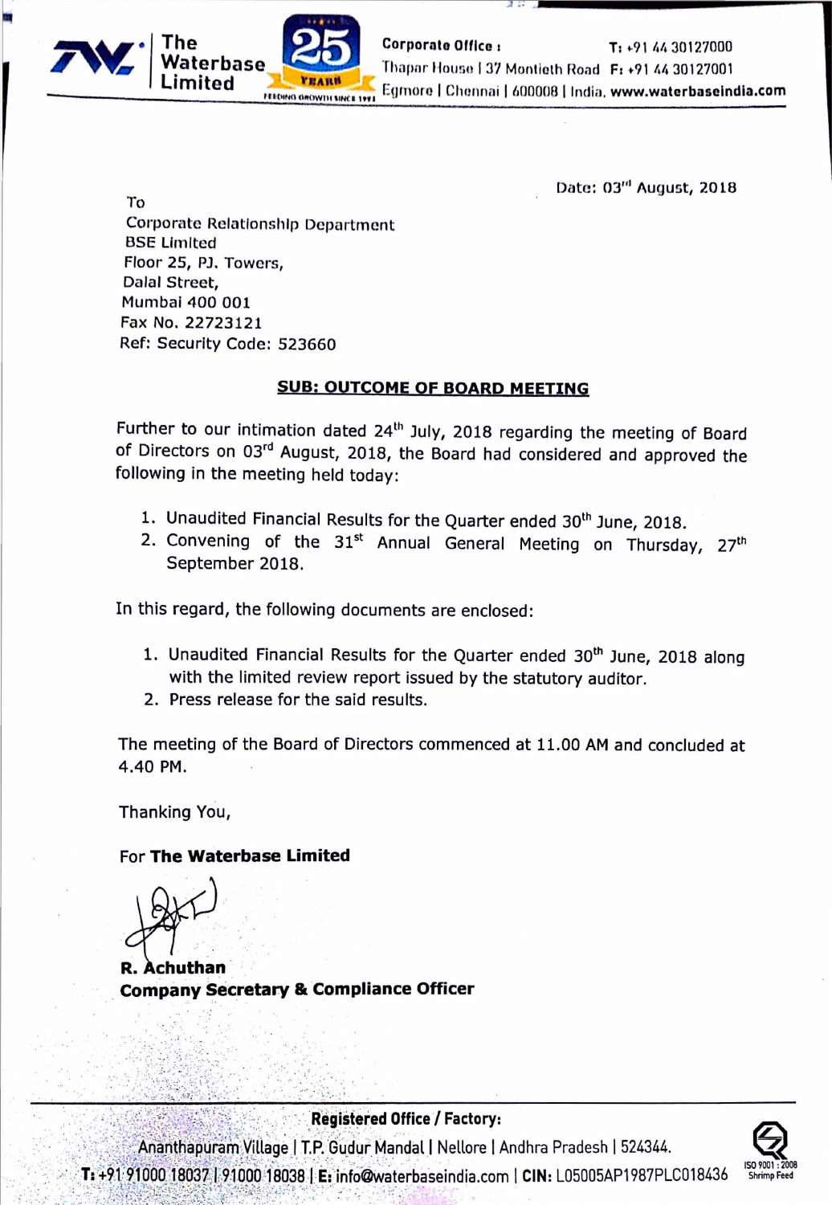The Waterbase Limited

Corporate Office : Thapar House | 37 Montieth Road | Egmore | Chennai | 600008 | India. T: +91 44 30127000 F: +91 44 30127001 www.waterbaseindia.com

Date: 03rd August, 2018

To
Corporate Relationship Department
BSE Limited
Floor 25, PJ. Towers,
Dalal Street,
Mumbai 400 001
Fax No. 22723121
Ref: Security Code: 523660

**SUB: OUTCOME OF BOARD MEETING**

Further to our intimation dated 24th July, 2018 regarding the meeting of Board of Directors on 03rd August, 2018, the Board had considered and approved the following in the meeting held today:

1. Unaudited Financial Results for the Quarter ended 30th June, 2018.
2. Convening of the 31st Annual General Meeting on Thursday, 27th September 2018.

In this regard, the following documents are enclosed:

1. Unaudited Financial Results for the Quarter ended 30th June, 2018 along with the limited review report issued by the statutory auditor.
2. Press release for the said results.

The meeting of the Board of Directors commenced at 11.00 AM and concluded at 4.40 PM.

Thanking You,

For **The Waterbase Limited**

**R. Achuthan**
**Company Secretary & Compliance Officer**

**Registered Office / Factory:**
Ananthapuram Village | T.P. Gudur Mandal | Nellore | Andhra Pradesh | 524344.
**T:** +91 91000 18037 | 91000 18038 | **E:** info@waterbaseindia.com | **CIN:** L05005AP1987PLC018436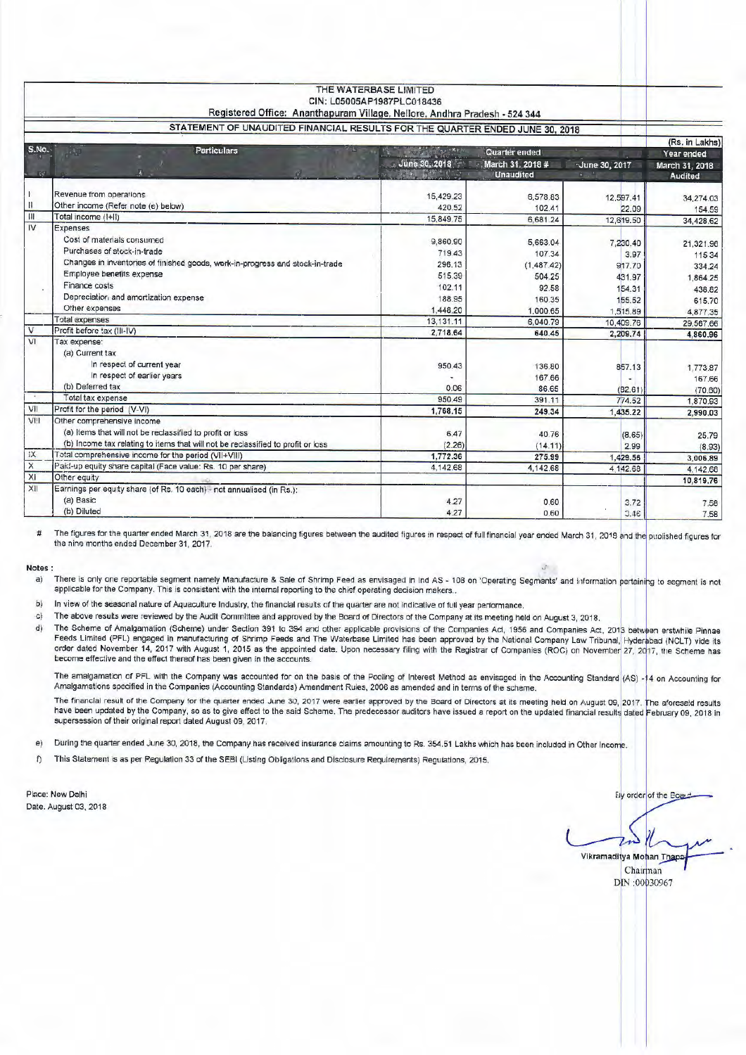# THE WATERBASE LIMITED

CIN: L05005AP1987PLC018436

Registered Office: Ananthapuram Village, Nellore, Andhra Pradesh - 524 344

## STATEMENT OF UNAUDITED FINANCIAL RESULTS FOR THE QUARTER ENDED JUNE 30, 2018

(Rs. in Lakhs)

| S.No. | Particulars | Quarter ended | | | Year ended |
|---|---|---|---|---|---|
| | | June 30, 2018 | March 31, 2018 # | June 30, 2017 | March 31, 2018 |
| | | | Unaudited | | Audited |
| I | Revenue from operations | 15,429.23 | 6,578.83 | 12,597.41 | 34,274.03 |
| II | Other income (Refer note (e) below) | 420.52 | 102.41 | 22.09 | 154.59 |
| III | Total income (I+II) | 15,849.75 | 6,681.24 | 12,619.50 | 34,428.62 |
| IV | Expenses | | | | |
| | Cost of materials consumed | 9,860.90 | 5,663.04 | 7,230.40 | 21,321.96 |
| | Purchases of stock-in-trade | 719.43 | 107.34 | 3.97 | 115.34 |
| | Changes in inventories of finished goods, work-in-progress and stock-in-trade | 296.13 | (1,487.42) | 917.70 | 334.24 |
| | Employee benefits expense | 515.39 | 504.25 | 431.97 | 1,864.25 |
| | Finance costs | 102.11 | 92.58 | 154.31 | 436.82 |
| | Depreciation and amortization expense | 188.95 | 160.35 | 155.52 | 615.70 |
| | Other expenses | 1,448.20 | 1,000.65 | 1,515.89 | 4,877.35 |
| | Total expenses | 13,131.11 | 6,040.79 | 10,409.76 | 29,567.66 |
| V | Profit before tax (III-IV) | 2,718.64 | 640.45 | 2,209.74 | 4,860.96 |
| VI | Tax expense: | | | | |
| | (a) Current tax | | | | |
| | In respect of current year | 950.43 | 136.80 | 857.13 | 1,773.87 |
| | In respect of earlier years | - | 167.66 | - | 167.66 |
| | (b) Deferred tax | 0.06 | 86.65 | (82.61) | (70.60) |
| | Total tax expense | 950.49 | 391.11 | 774.52 | 1,870.93 |
| VII | Profit for the period (V-VI) | 1,768.15 | 249.34 | 1,435.22 | 2,990.03 |
| VIII | Other comprehensive income | | | | |
| | (a) Items that will not be reclassified to profit or loss | 6.47 | 40.76 | (8.65) | 25.79 |
| | (b) Income tax relating to items that will not be reclassified to profit or loss | (2.26) | (14.11) | 2.99 | (8.93) |
| IX | Total comprehensive income for the period (VII+VIII) | 1,772.36 | 275.99 | 1,429.56 | 3,006.89 |
| X | Paid-up equity share capital (Face value: Rs. 10 per share) | 4,142.68 | 4,142.68 | 4,142.68 | 4,142.68 |
| XI | Other equity | | | | 10,819.76 |
| XII | Earnings per equity share (of Rs. 10 each) - not annualised (in Rs.): | | | | |
| | (a) Basic | 4.27 | 0.60 | 3.72 | 7.58 |
| | (b) Diluted | 4.27 | 0.60 | 3.46 | 7.58 |

\# The figures for the quarter ended March 31, 2018 are the balancing figures between the audited figures in respect of full financial year ended March 31, 2018 and the published figures for the nine months ended December 31, 2017.

**Notes :**

a) There is only one reportable segment namely Manufacture & Sale of Shrimp Feed as envisaged in Ind AS - 108 on 'Operating Segments' and information pertaining to segment is not applicable for the Company. This is consistent with the internal reporting to the chief operating decision makers.

b) In view of the seasonal nature of Aquaculture Industry, the financial results of the quarter are not indicative of full year performance.

c) The above results were reviewed by the Audit Committee and approved by the Board of Directors of the Company at its meeting held on August 3, 2018.

d) The Scheme of Amalgamation (Scheme) under Section 391 to 394 and other applicable provisions of the Companies Act, 1956 and Companies Act, 2013 between erstwhile Pinnae Feeds Limited (PFL) engaged in manufacturing of Shrimp Feeds and The Waterbase Limited has been approved by the National Company Law Tribunal, Hyderabad (NCLT) vide its order dated November 14, 2017 with August 1, 2015 as the appointed date. Upon necessary filing with the Registrar of Companies (ROC) on November 27, 2017, the Scheme has become effective and the effect thereof has been given in the accounts.

The amalgamation of PFL with the Company was accounted for on the basis of the Pooling of Interest Method as envisaged in the Accounting Standard (AS) - 14 on Accounting for Amalgamations specified in the Companies (Accounting Standards) Amendment Rules, 2006 as amended and in terms of the scheme.

The financial result of the Company for the quarter ended June 30, 2017 were earlier approved by the Board of Directors at its meeting held on August 09, 2017. The aforesaid results have been updated by the Company, so as to give effect to the said Scheme. The predecessor auditors have issued a report on the updated financial results dated February 09, 2018 in supersession of their original report dated August 09, 2017.

e) During the quarter ended June 30, 2018, the Company has received insurance claims amounting to Rs. 354.51 Lakhs which has been included in Other Income.

f) This Statement is as per Regulation 33 of the SEBI (Listing Obligations and Disclosure Requirements) Regulations, 2015.

Place: New Delhi
Date. August 03, 2018

By order of the Board

Vikramaditya Mohan Thapar
Chairman
DIN :00030967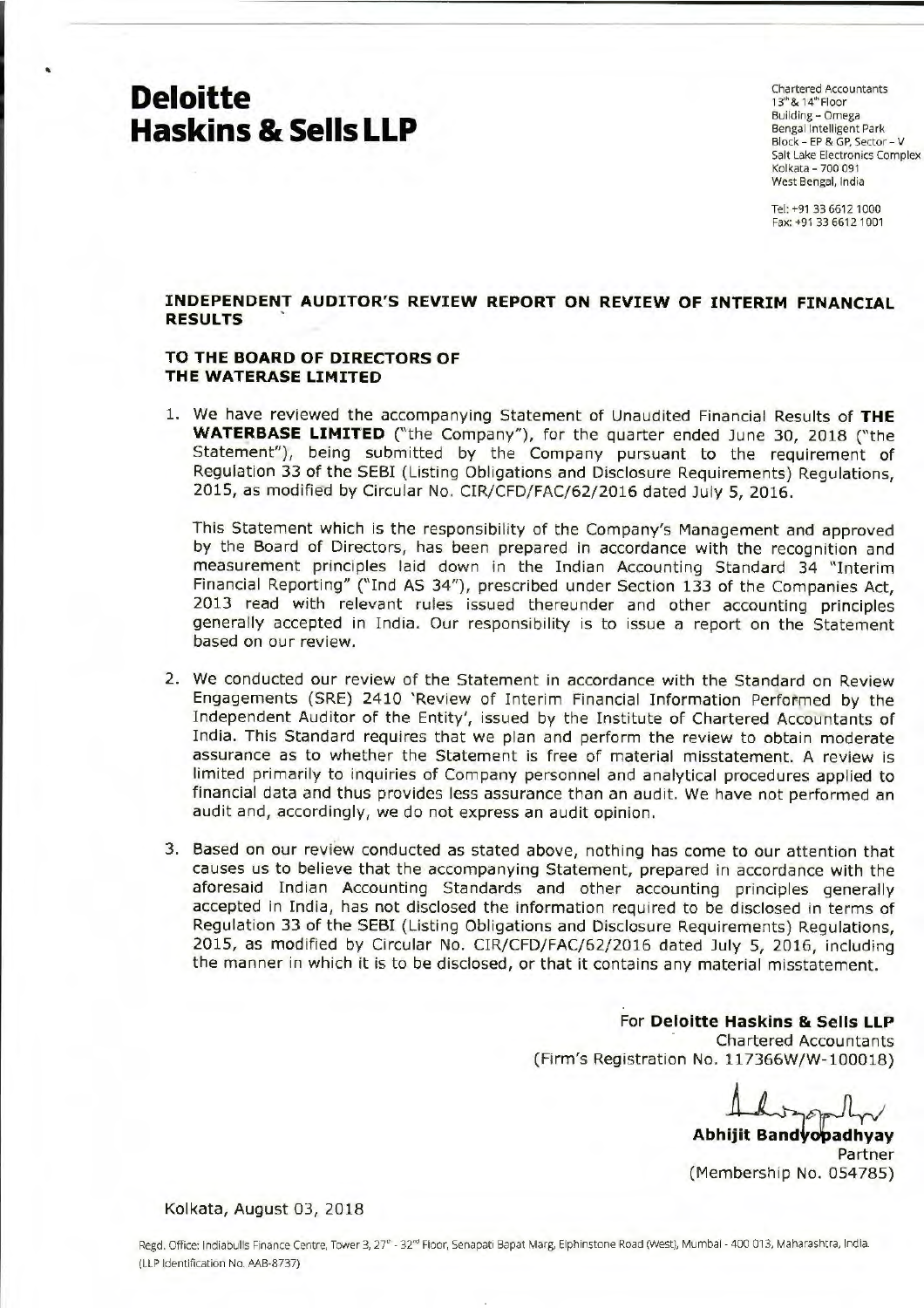# Deloitte Haskins & Sells LLP

Chartered Accountants
13[th] & 14[th] Floor
Building – Omega
Bengal Intelligent Park
Block – EP & GP, Sector – V
Salt Lake Electronics Complex
Kolkata – 700 091
West Bengal, India

Tel: +91 33 6612 1000
Fax: +91 33 6612 1001

**INDEPENDENT AUDITOR'S REVIEW REPORT ON REVIEW OF INTERIM FINANCIAL RESULTS**

**TO THE BOARD OF DIRECTORS OF THE WATERASE LIMITED**

1. We have reviewed the accompanying Statement of Unaudited Financial Results of **THE WATERBASE LIMITED** ("the Company"), for the quarter ended June 30, 2018 ("the Statement"), being submitted by the Company pursuant to the requirement of Regulation 33 of the SEBI (Listing Obligations and Disclosure Requirements) Regulations, 2015, as modified by Circular No. CIR/CFD/FAC/62/2016 dated July 5, 2016.

   This Statement which is the responsibility of the Company's Management and approved by the Board of Directors, has been prepared in accordance with the recognition and measurement principles laid down in the Indian Accounting Standard 34 "Interim Financial Reporting" ("Ind AS 34"), prescribed under Section 133 of the Companies Act, 2013 read with relevant rules issued thereunder and other accounting principles generally accepted in India. Our responsibility is to issue a report on the Statement based on our review.

2. We conducted our review of the Statement in accordance with the Standard on Review Engagements (SRE) 2410 'Review of Interim Financial Information Performed by the Independent Auditor of the Entity', issued by the Institute of Chartered Accountants of India. This Standard requires that we plan and perform the review to obtain moderate assurance as to whether the Statement is free of material misstatement. A review is limited primarily to inquiries of Company personnel and analytical procedures applied to financial data and thus provides less assurance than an audit. We have not performed an audit and, accordingly, we do not express an audit opinion.

3. Based on our review conducted as stated above, nothing has come to our attention that causes us to believe that the accompanying Statement, prepared in accordance with the aforesaid Indian Accounting Standards and other accounting principles generally accepted in India, has not disclosed the information required to be disclosed in terms of Regulation 33 of the SEBI (Listing Obligations and Disclosure Requirements) Regulations, 2015, as modified by Circular No. CIR/CFD/FAC/62/2016 dated July 5, 2016, including the manner in which it is to be disclosed, or that it contains any material misstatement.

For **Deloitte Haskins & Sells LLP**
Chartered Accountants
(Firm's Registration No. 117366W/W-100018)

**Abhijit Bandyopadhyay**
Partner
(Membership No. 054785)

Kolkata, August 03, 2018

Regd. Office: Indiabulls Finance Centre, Tower 3, 27[th] - 32[nd] Floor, Senapati Bapat Marg, Elphinstone Road (West), Mumbai - 400 013, Maharashtra, India.
(LLP Identification No. AAB-8737)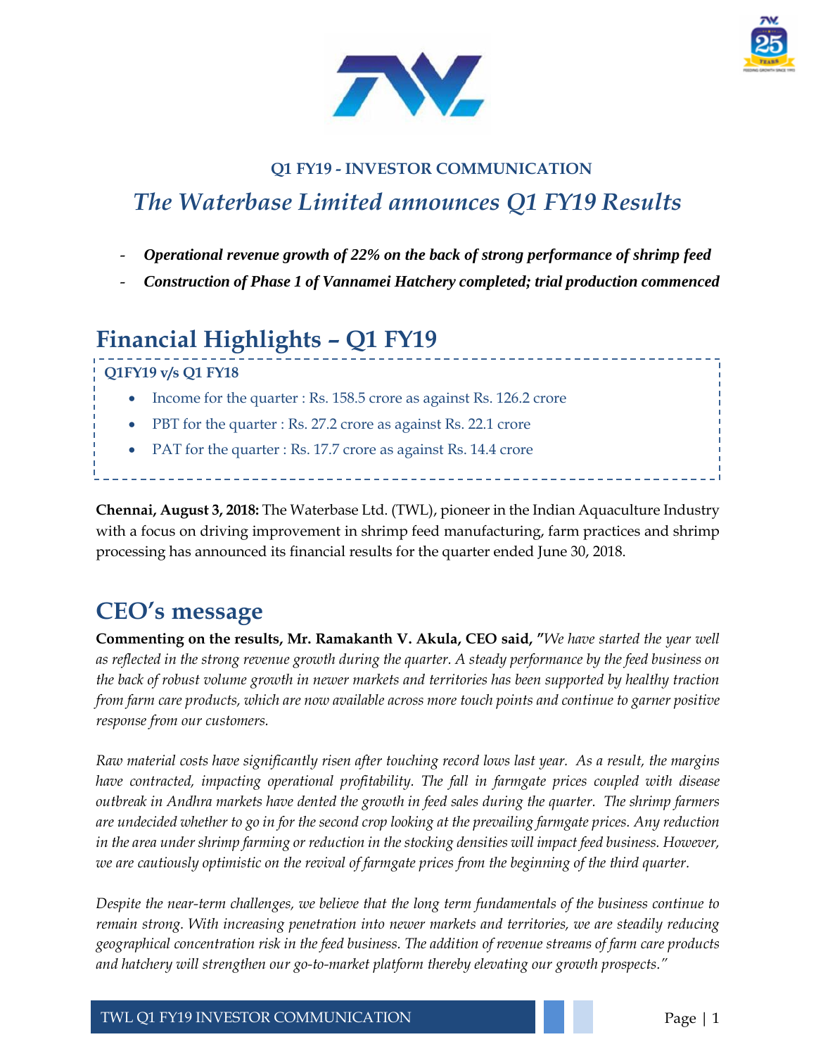**Q1 FY19 - INVESTOR COMMUNICATION**

# *The Waterbase Limited announces Q1 FY19 Results*

- ***Operational revenue growth of 22% on the back of strong performance of shrimp feed***
- ***Construction of Phase 1 of Vannamei Hatchery completed; trial production commenced***

## Financial Highlights – Q1 FY19

**Q1FY19 v/s Q1 FY18**

- Income for the quarter : Rs. 158.5 crore as against Rs. 126.2 crore
- PBT for the quarter : Rs. 27.2 crore as against Rs. 22.1 crore
- PAT for the quarter : Rs. 17.7 crore as against Rs. 14.4 crore

**Chennai, August 3, 2018:** The Waterbase Ltd. (TWL), pioneer in the Indian Aquaculture Industry with a focus on driving improvement in shrimp feed manufacturing, farm practices and shrimp processing has announced its financial results for the quarter ended June 30, 2018.

## CEO's message

**Commenting on the results, Mr. Ramakanth V. Akula, CEO said,** *"We have started the year well as reflected in the strong revenue growth during the quarter. A steady performance by the feed business on the back of robust volume growth in newer markets and territories has been supported by healthy traction from farm care products, which are now available across more touch points and continue to garner positive response from our customers.*

*Raw material costs have significantly risen after touching record lows last year. As a result, the margins have contracted, impacting operational profitability. The fall in farmgate prices coupled with disease outbreak in Andhra markets have dented the growth in feed sales during the quarter. The shrimp farmers are undecided whether to go in for the second crop looking at the prevailing farmgate prices. Any reduction in the area under shrimp farming or reduction in the stocking densities will impact feed business. However, we are cautiously optimistic on the revival of farmgate prices from the beginning of the third quarter.*

*Despite the near-term challenges, we believe that the long term fundamentals of the business continue to remain strong. With increasing penetration into newer markets and territories, we are steadily reducing geographical concentration risk in the feed business. The addition of revenue streams of farm care products and hatchery will strengthen our go-to-market platform thereby elevating our growth prospects."*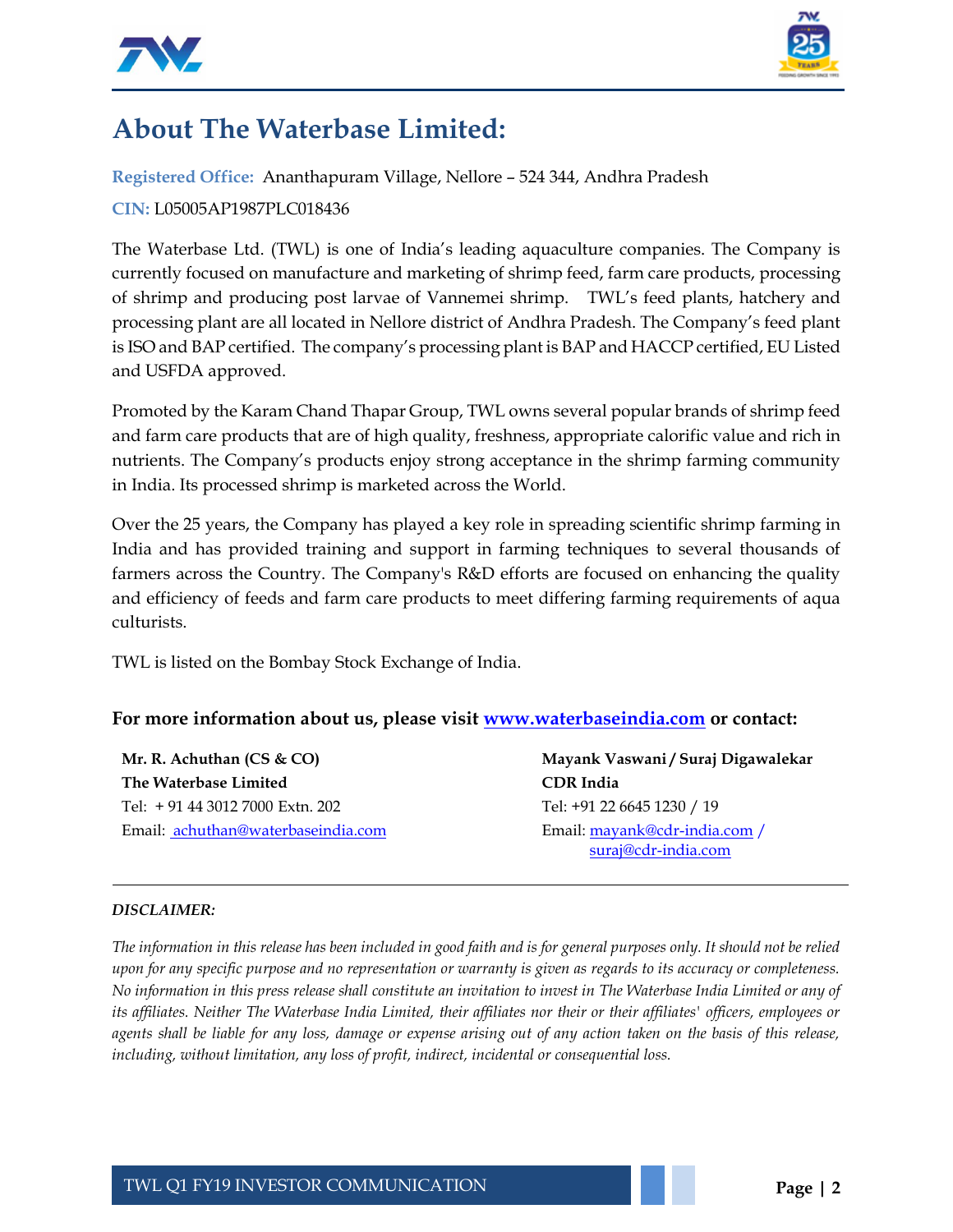# About The Waterbase Limited:

**Registered Office:** Ananthapuram Village, Nellore – 524 344, Andhra Pradesh

**CIN:** L05005AP1987PLC018436

The Waterbase Ltd. (TWL) is one of India's leading aquaculture companies. The Company is currently focused on manufacture and marketing of shrimp feed, farm care products, processing of shrimp and producing post larvae of Vannemei shrimp. TWL's feed plants, hatchery and processing plant are all located in Nellore district of Andhra Pradesh. The Company's feed plant is ISO and BAP certified. The company's processing plant is BAP and HACCP certified, EU Listed and USFDA approved.

Promoted by the Karam Chand Thapar Group, TWL owns several popular brands of shrimp feed and farm care products that are of high quality, freshness, appropriate calorific value and rich in nutrients. The Company's products enjoy strong acceptance in the shrimp farming community in India. Its processed shrimp is marketed across the World.

Over the 25 years, the Company has played a key role in spreading scientific shrimp farming in India and has provided training and support in farming techniques to several thousands of farmers across the Country. The Company's R&D efforts are focused on enhancing the quality and efficiency of feeds and farm care products to meet differing farming requirements of aqua culturists.

TWL is listed on the Bombay Stock Exchange of India.

**For more information about us, please visit www.waterbaseindia.com or contact:**

**Mr. R. Achuthan (CS & CO)**
**The Waterbase Limited**
Tel: + 91 44 3012 7000 Extn. 202
Email: achuthan@waterbaseindia.com

**Mayank Vaswani / Suraj Digawalekar**
**CDR India**
Tel: +91 22 6645 1230 / 19
Email: mayank@cdr-india.com / suraj@cdr-india.com

***DISCLAIMER:***

*The information in this release has been included in good faith and is for general purposes only. It should not be relied upon for any specific purpose and no representation or warranty is given as regards to its accuracy or completeness. No information in this press release shall constitute an invitation to invest in The Waterbase India Limited or any of its affiliates. Neither The Waterbase India Limited, their affiliates nor their or their affiliates' officers, employees or agents shall be liable for any loss, damage or expense arising out of any action taken on the basis of this release, including, without limitation, any loss of profit, indirect, incidental or consequential loss.*